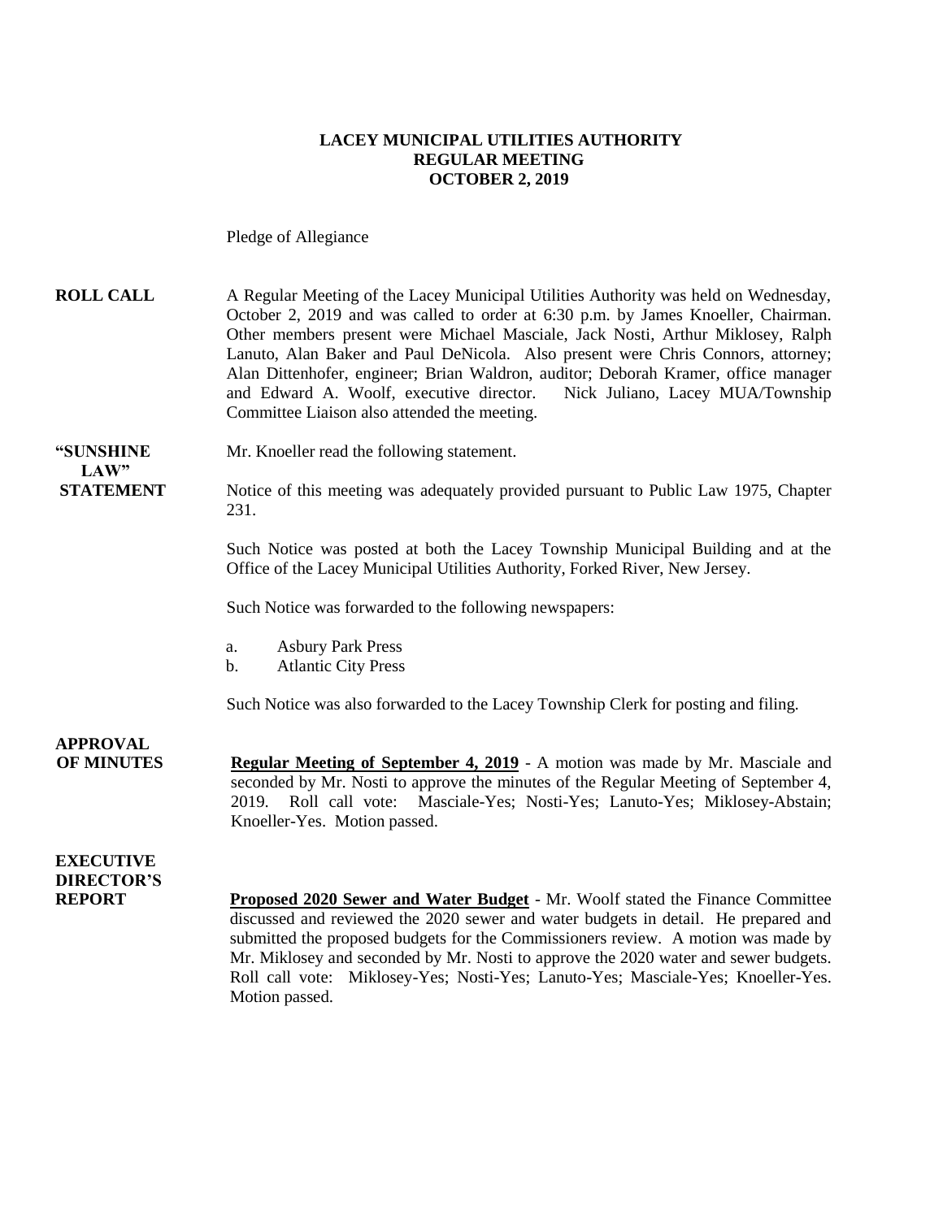**LACEY MUNICIPAL UTILITIES AUTHORITY**
**REGULAR MEETING**
**OCTOBER 2, 2019**

Pledge of Allegiance

**ROLL CALL** A Regular Meeting of the Lacey Municipal Utilities Authority was held on Wednesday, October 2, 2019 and was called to order at 6:30 p.m. by James Knoeller, Chairman. Other members present were Michael Masciale, Jack Nosti, Arthur Miklosey, Ralph Lanuto, Alan Baker and Paul DeNicola. Also present were Chris Connors, attorney; Alan Dittenhofer, engineer; Brian Waldron, auditor; Deborah Kramer, office manager and Edward A. Woolf, executive director. Nick Juliano, Lacey MUA/Township Committee Liaison also attended the meeting.

**"SUNSHINE LAW" STATEMENT** Mr. Knoeller read the following statement.

Notice of this meeting was adequately provided pursuant to Public Law 1975, Chapter 231.

Such Notice was posted at both the Lacey Township Municipal Building and at the Office of the Lacey Municipal Utilities Authority, Forked River, New Jersey.

Such Notice was forwarded to the following newspapers:

a. Asbury Park Press
b. Atlantic City Press

Such Notice was also forwarded to the Lacey Township Clerk for posting and filing.

**APPROVAL OF MINUTES** **Regular Meeting of September 4, 2019** - A motion was made by Mr. Masciale and seconded by Mr. Nosti to approve the minutes of the Regular Meeting of September 4, 2019. Roll call vote: Masciale-Yes; Nosti-Yes; Lanuto-Yes; Miklosey-Abstain; Knoeller-Yes. Motion passed.

**EXECUTIVE DIRECTOR'S REPORT** **Proposed 2020 Sewer and Water Budget** - Mr. Woolf stated the Finance Committee discussed and reviewed the 2020 sewer and water budgets in detail. He prepared and submitted the proposed budgets for the Commissioners review. A motion was made by Mr. Miklosey and seconded by Mr. Nosti to approve the 2020 water and sewer budgets. Roll call vote: Miklosey-Yes; Nosti-Yes; Lanuto-Yes; Masciale-Yes; Knoeller-Yes. Motion passed.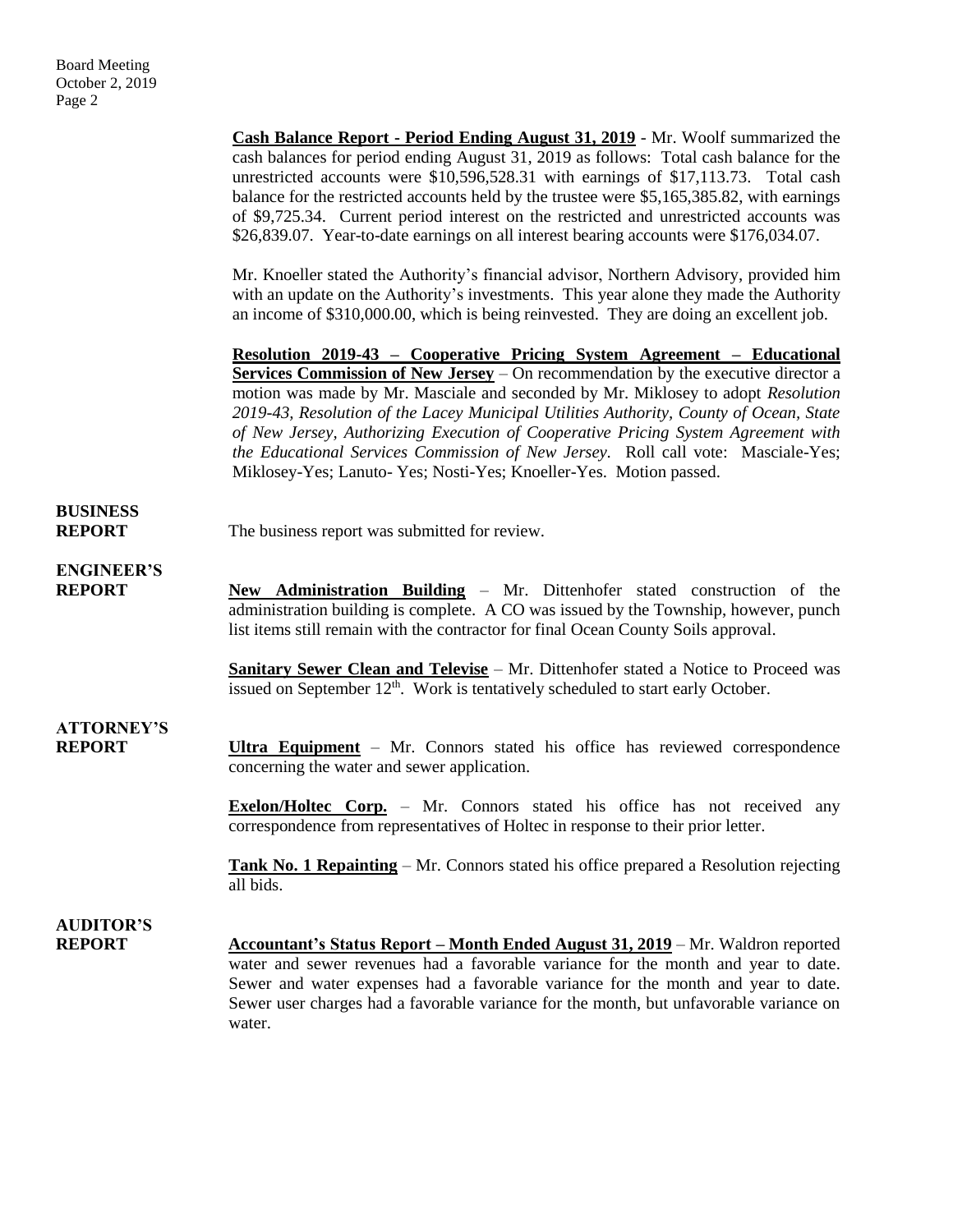**Cash Balance Report - Period Ending August 31, 2019** - Mr. Woolf summarized the cash balances for period ending August 31, 2019 as follows: Total cash balance for the unrestricted accounts were $10,596,528.31 with earnings of $17,113.73. Total cash balance for the restricted accounts held by the trustee were $5,165,385.82, with earnings of $9,725.34. Current period interest on the restricted and unrestricted accounts was $26,839.07. Year-to-date earnings on all interest bearing accounts were $176,034.07.

Mr. Knoeller stated the Authority's financial advisor, Northern Advisory, provided him with an update on the Authority's investments. This year alone they made the Authority an income of $310,000.00, which is being reinvested. They are doing an excellent job.

**Resolution 2019-43 – Cooperative Pricing System Agreement – Educational Services Commission of New Jersey** – On recommendation by the executive director a motion was made by Mr. Masciale and seconded by Mr. Miklosey to adopt *Resolution 2019-43, Resolution of the Lacey Municipal Utilities Authority, County of Ocean, State of New Jersey, Authorizing Execution of Cooperative Pricing System Agreement with the Educational Services Commission of New Jersey.* Roll call vote: Masciale-Yes; Miklosey-Yes; Lanuto- Yes; Nosti-Yes; Knoeller-Yes. Motion passed.

**BUSINESS REPORT**

The business report was submitted for review.

**ENGINEER'S REPORT**

**New Administration Building** – Mr. Dittenhofer stated construction of the administration building is complete. A CO was issued by the Township, however, punch list items still remain with the contractor for final Ocean County Soils approval.

**Sanitary Sewer Clean and Televise** – Mr. Dittenhofer stated a Notice to Proceed was issued on September 12th. Work is tentatively scheduled to start early October.

**ATTORNEY'S REPORT**

**Ultra Equipment** – Mr. Connors stated his office has reviewed correspondence concerning the water and sewer application.

**Exelon/Holtec Corp.** – Mr. Connors stated his office has not received any correspondence from representatives of Holtec in response to their prior letter.

**Tank No. 1 Repainting** – Mr. Connors stated his office prepared a Resolution rejecting all bids.

**AUDITOR'S REPORT**

**Accountant's Status Report – Month Ended August 31, 2019** – Mr. Waldron reported water and sewer revenues had a favorable variance for the month and year to date. Sewer and water expenses had a favorable variance for the month and year to date. Sewer user charges had a favorable variance for the month, but unfavorable variance on water.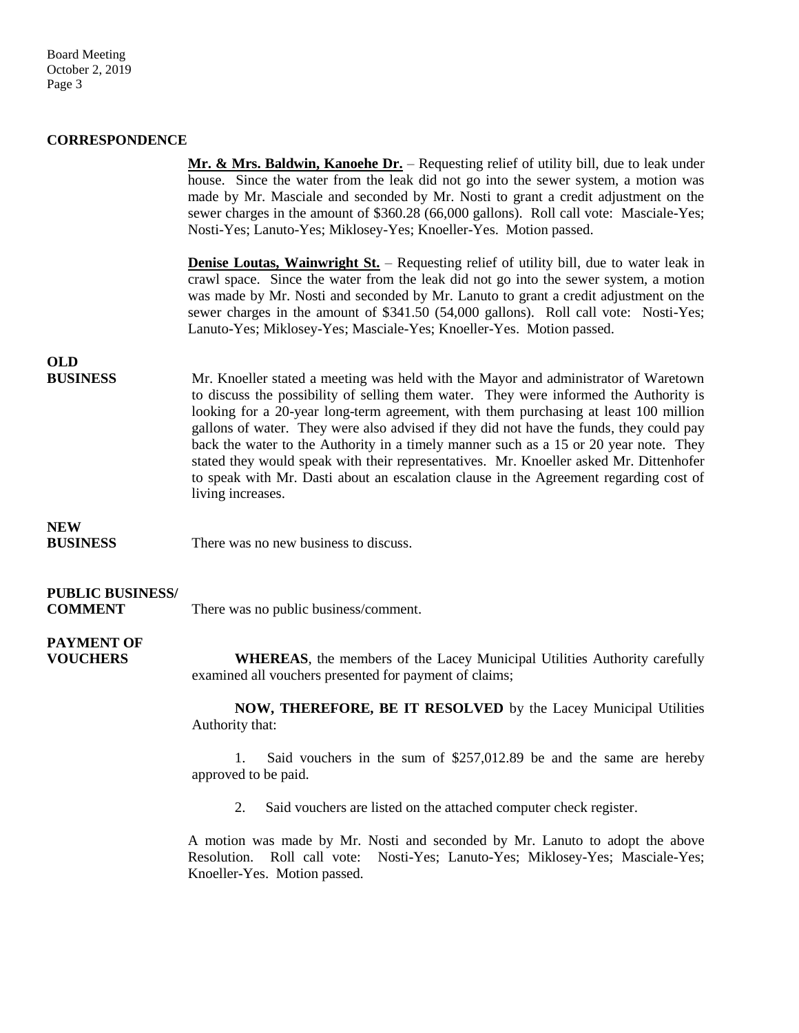**CORRESPONDENCE**

**Mr. & Mrs. Baldwin, Kanoehe Dr.** – Requesting relief of utility bill, due to leak under house. Since the water from the leak did not go into the sewer system, a motion was made by Mr. Masciale and seconded by Mr. Nosti to grant a credit adjustment on the sewer charges in the amount of $360.28 (66,000 gallons). Roll call vote: Masciale-Yes; Nosti-Yes; Lanuto-Yes; Miklosey-Yes; Knoeller-Yes. Motion passed.

**Denise Loutas, Wainwright St.** – Requesting relief of utility bill, due to water leak in crawl space. Since the water from the leak did not go into the sewer system, a motion was made by Mr. Nosti and seconded by Mr. Lanuto to grant a credit adjustment on the sewer charges in the amount of $341.50 (54,000 gallons). Roll call vote: Nosti-Yes; Lanuto-Yes; Miklosey-Yes; Masciale-Yes; Knoeller-Yes. Motion passed.

**OLD BUSINESS**

Mr. Knoeller stated a meeting was held with the Mayor and administrator of Waretown to discuss the possibility of selling them water. They were informed the Authority is looking for a 20-year long-term agreement, with them purchasing at least 100 million gallons of water. They were also advised if they did not have the funds, they could pay back the water to the Authority in a timely manner such as a 15 or 20 year note. They stated they would speak with their representatives. Mr. Knoeller asked Mr. Dittenhofer to speak with Mr. Dasti about an escalation clause in the Agreement regarding cost of living increases.

**NEW BUSINESS**

There was no new business to discuss.

**PUBLIC BUSINESS/ COMMENT**

There was no public business/comment.

**PAYMENT OF VOUCHERS**

**WHEREAS**, the members of the Lacey Municipal Utilities Authority carefully examined all vouchers presented for payment of claims;

**NOW, THEREFORE, BE IT RESOLVED** by the Lacey Municipal Utilities Authority that:

1. Said vouchers in the sum of $257,012.89 be and the same are hereby approved to be paid.

2. Said vouchers are listed on the attached computer check register.

A motion was made by Mr. Nosti and seconded by Mr. Lanuto to adopt the above Resolution. Roll call vote: Nosti-Yes; Lanuto-Yes; Miklosey-Yes; Masciale-Yes; Knoeller-Yes. Motion passed.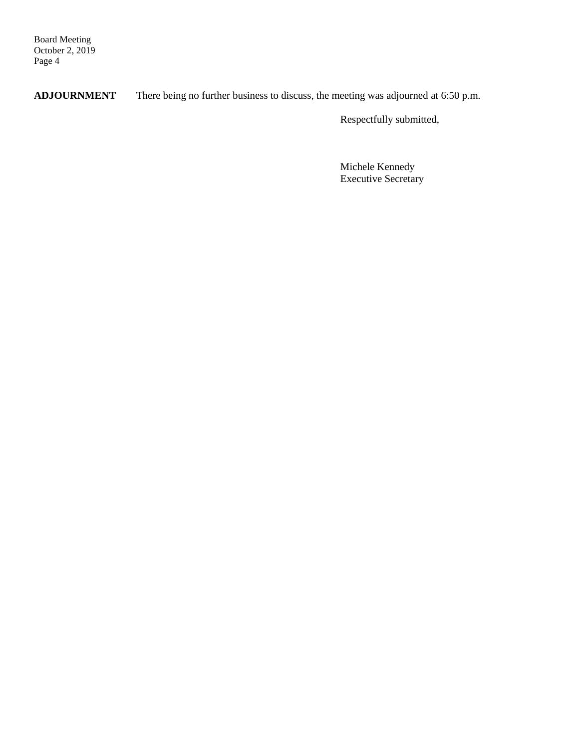**ADJOURNMENT** There being no further business to discuss, the meeting was adjourned at 6:50 p.m.

Respectfully submitted,

Michele Kennedy
Executive Secretary